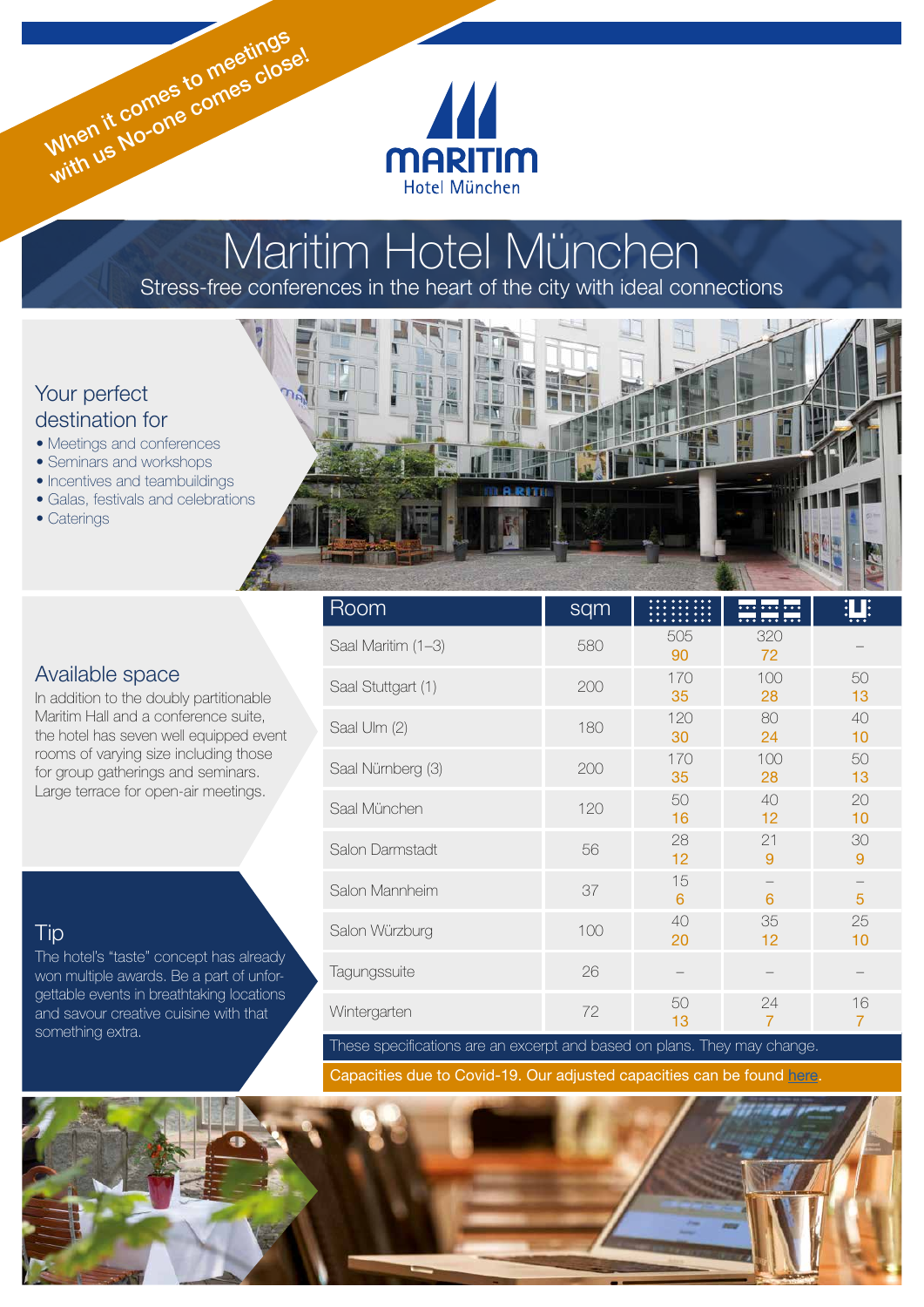When it comes to meetings with us No-one comes close!

MARITIM Hotel München

# Maritim Hotel München

Stress-free conferences in the heart of the city with ideal connections

## Your perfect destination for

- Meetings and conferences
- Seminars and workshops
- Incentives and teambuildings
- Galas, festivals and celebrations
- Caterings

## Available space

In addition to the doubly partitionable Maritim Hall and a conference suite, the hotel has seven well equipped event rooms of varying size including those for group gatherings and seminars. Large terrace for open-air meetings.

## Tip

The hotel's "taste" concept has already won multiple awards. Be a part of unforgettable events in breathtaking locations and savour creative cuisine with that something extra.

| Room | sqm | | | |
|---|---|---|---|---|
| Saal Maritim (1–3) | 580 | 505<br>90 | 320<br>72 | – |
| Saal Stuttgart (1) | 200 | 170<br>35 | 100<br>28 | 50<br>13 |
| Saal Ulm (2) | 180 | 120<br>30 | 80<br>24 | 40<br>10 |
| Saal Nürnberg (3) | 200 | 170<br>35 | 100<br>28 | 50<br>13 |
| Saal München | 120 | 50<br>16 | 40<br>12 | 20<br>10 |
| Salon Darmstadt | 56 | 28<br>12 | 21<br>9 | 30<br>9 |
| Salon Mannheim | 37 | 15<br>6 | –<br>6 | –<br>5 |
| Salon Würzburg | 100 | 40<br>20 | 35<br>12 | 25<br>10 |
| Tagungssuite | 26 | – | – | – |
| Wintergarten | 72 | 50<br>13 | 24<br>7 | 16<br>7 |

These specifications are an excerpt and based on plans. They may change.

Capacities due to Covid-19. Our adjusted capacities can be found here.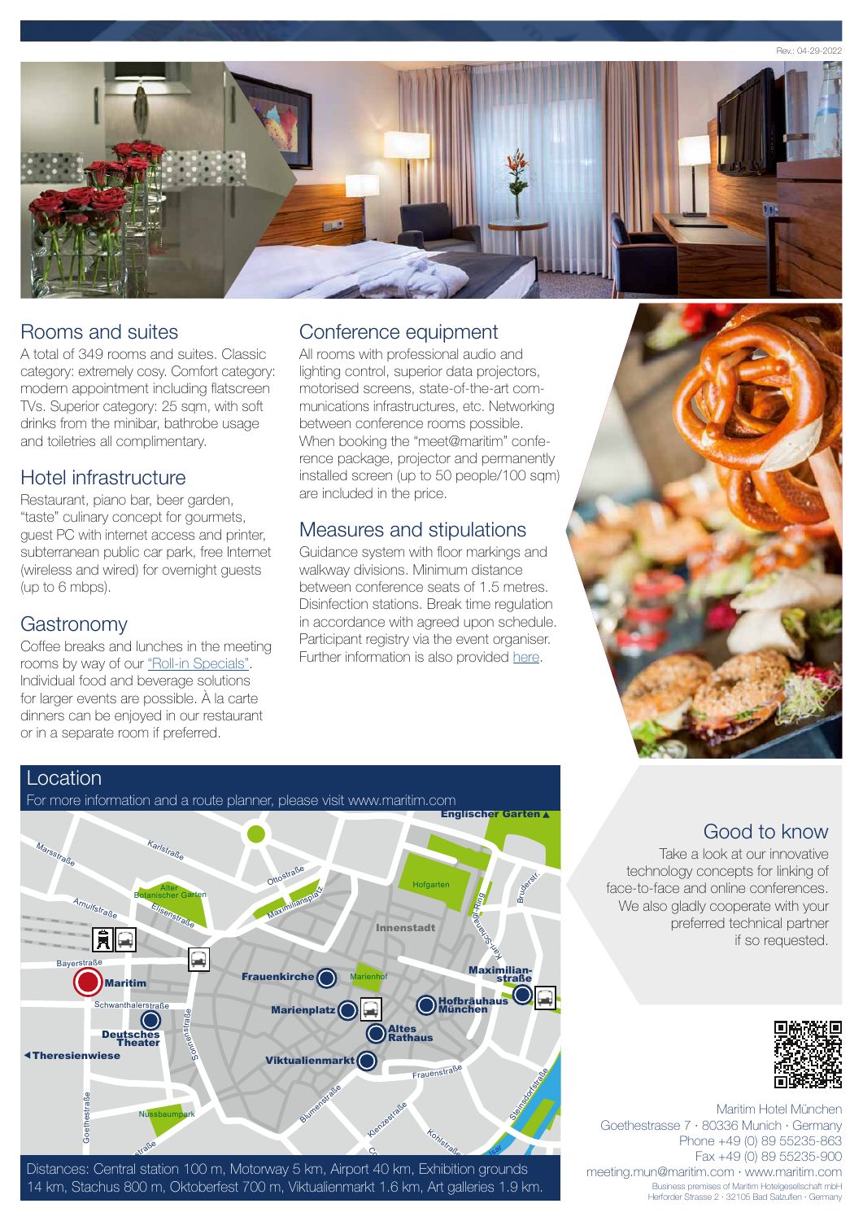Rev.: 04-29-2022

## Rooms and suites

A total of 349 rooms and suites. Classic category: extremely cosy. Comfort category: modern appointment including flatscreen TVs. Superior category: 25 sqm, with soft drinks from the minibar, bathrobe usage and toiletries all complimentary.

## Hotel infrastructure

Restaurant, piano bar, beer garden, "taste" culinary concept for gourmets, guest PC with internet access and printer, subterranean public car park, free Internet (wireless and wired) for overnight guests (up to 6 mbps).

## Gastronomy

Coffee breaks and lunches in the meeting rooms by way of our "Roll-in Specials". Individual food and beverage solutions for larger events are possible. À la carte dinners can be enjoyed in our restaurant or in a separate room if preferred.

## Conference equipment

All rooms with professional audio and lighting control, superior data projectors, motorised screens, state-of-the-art communications infrastructures, etc. Networking between conference rooms possible. When booking the "meet@maritim" conference package, projector and permanently installed screen (up to 50 people/100 sqm) are included in the price.

## Measures and stipulations

Guidance system with floor markings and walkway divisions. Minimum distance between conference seats of 1.5 metres. Disinfection stations. Break time regulation in accordance with agreed upon schedule. Participant registry via the event organiser. Further information is also provided here.

## Location

For more information and a route planner, please visit www.maritim.com

Englischer Garten ▲
Marsstraße
Karlstraße
Alter Botanischer Garten
Ottostraße
Hofgarten
Arnulfstraße
Elisenstraße
Maximilansplatz
Bruderstr.
Karl-Scharnagl-Ring
Innenstadt
Bayerstraße
Frauenkirche
Marienhof
Maximilianstraße
Maritim
Schwanthalerstraße
Hofbräuhaus München
Marienplatz
Sonnenstraße
Deutsches Theater
Altes Rathaus
◄Theresienwiese
Viktualienmarkt
Frauenstraße
Steinsdorfstraße
Blumenstraße
Goethestraße
Nussbaumpark
Klenzestraße
Kohlstraße

Distances: Central station 100 m, Motorway 5 km, Airport 40 km, Exhibition grounds 14 km, Stachus 800 m, Oktoberfest 700 m, Viktualienmarkt 1.6 km, Art galleries 1.9 km.

## Good to know

Take a look at our innovative technology concepts for linking of face-to-face and online conferences. We also gladly cooperate with your preferred technical partner if so requested.

Maritim Hotel München
Goethestrasse 7 · 80336 Munich · Germany
Phone +49 (0) 89 55235-863
Fax +49 (0) 89 55235-900
meeting.mun@maritim.com · www.maritim.com

Business premises of Maritim Hotelgesellschaft mbH
Herforder Strasse 2 · 32105 Bad Salzuflen · Germany